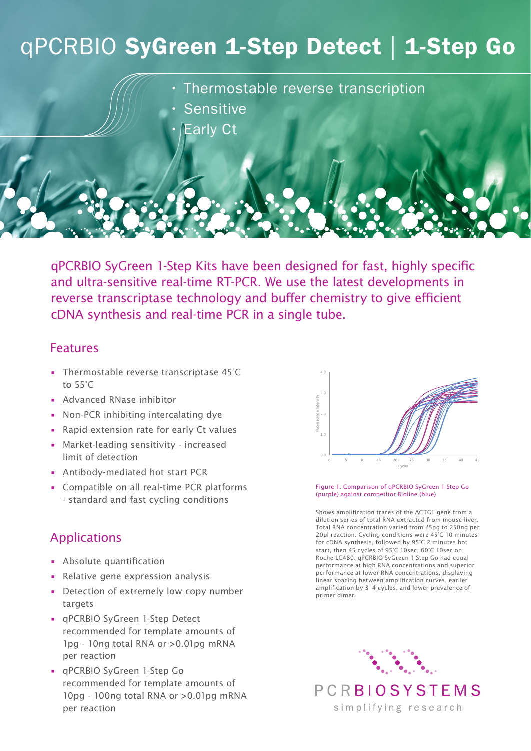# qPCRBIO **SyGreen 1-Step Detect | 1-Step Go**

- Thermostable reverse transcription
- Sensitive
- Early Ct

qPCRBIO SyGreen 1-Step Kits have been designed for fast, highly specific and ultra-sensitive real-time RT-PCR. We use the latest developments in reverse transcriptase technology and buffer chemistry to give efficient cDNA synthesis and real-time PCR in a single tube.

## Features

- Thermostable reverse transcriptase 45˚C to 55˚C
- Advanced RNase inhibitor
- Non-PCR inhibiting intercalating dye
- Rapid extension rate for early Ct values
- Market-leading sensitivity - increased limit of detection
- Antibody-mediated hot start PCR
- Compatible on all real-time PCR platforms - standard and fast cycling conditions

## Applications

- Absolute quantification
- Relative gene expression analysis
- Detection of extremely low copy number targets
- qPCRBIO SyGreen 1-Step Detect recommended for template amounts of 1pg - 10ng total RNA or >0.01pg mRNA per reaction
- qPCRBIO SyGreen 1-Step Go recommended for template amounts of 10pg - 100ng total RNA or >0.01pg mRNA per reaction

Figure 1. Comparison of qPCRBIO SyGreen 1-Step Go (purple) against competitor Bioline (blue)

Shows amplification traces of the ACTG1 gene from a dilution series of total RNA extracted from mouse liver. Total RNA concentration varied from 25pg to 250ng per 20µl reaction. Cycling conditions were 45˚C 10 minutes for cDNA synthesis, followed by 95˚C 2 minutes hot start, then 45 cycles of 95˚C 10sec, 60˚C 10sec on Roche LC480. qPCRBIO SyGreen 1-Step Go had equal performance at high RNA concentrations and superior performance at lower RNA concentrations, displaying linear spacing between amplification curves, earlier amplification by 3–4 cycles, and lower prevalence of primer dimer.

PCRBIOSYSTEMS
simplifying research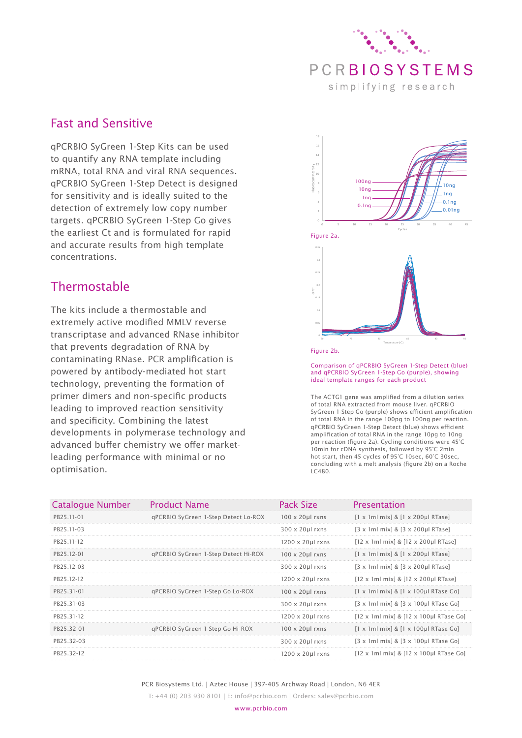## Fast and Sensitive

qPCRBIO SyGreen 1-Step Kits can be used to quantify any RNA template including mRNA, total RNA and viral RNA sequences. qPCRBIO SyGreen 1-Step Detect is designed for sensitivity and is ideally suited to the detection of extremely low copy number targets. qPCRBIO SyGreen 1-Step Go gives the earliest Ct and is formulated for rapid and accurate results from high template concentrations.

## Thermostable

The kits include a thermostable and extremely active modified MMLV reverse transcriptase and advanced RNase inhibitor that prevents degradation of RNA by contaminating RNase. PCR amplification is powered by antibody-mediated hot start technology, preventing the formation of primer dimers and non-specific products leading to improved reaction sensitivity and specificity. Combining the latest developments in polymerase technology and advanced buffer chemistry we offer market-leading performance with minimal or no optimisation.

100ng
10ng
1ng
0.1ng
10ng
1ng
0.1ng
0.01ng
Fluorescent Intensity
Cycles

Figure 2a.

-dF/dT
Temperature (°C)

Figure 2b.

Comparison of qPCRBIO SyGreen 1-Step Detect (blue) and qPCRBIO SyGreen 1-Step Go (purple), showing ideal template ranges for each product

The ACTG1 gene was amplified from a dilution series of total RNA extracted from mouse liver. qPCRBIO SyGreen 1-Step Go (purple) shows efficient amplification of total RNA in the range 100pg to 100ng per reaction. qPCRBIO SyGreen 1-Step Detect (blue) shows efficient amplification of total RNA in the range 10pg to 10ng per reaction (figure 2a). Cycling conditions were 45°C 10min for cDNA synthesis, followed by 95°C 2min hot start, then 45 cycles of 95°C 10sec, 60°C 30sec, concluding with a melt analysis (figure 2b) on a Roche LC480.

| Catalogue Number | Product Name | Pack Size | Presentation |
|---|---|---|---|
| PB25.11-01 | qPCRBIO SyGreen 1-Step Detect Lo-ROX | 100 x 20µl rxns | [1 x 1ml mix] & [1 x 200µl RTase] |
| PB25.11-03 | | 300 x 20µl rxns | [3 x 1ml mix] & [3 x 200µl RTase] |
| PB25.11-12 | | 1200 x 20µl rxns | [12 x 1ml mix] & [12 x 200µl RTase] |
| PB25.12-01 | qPCRBIO SyGreen 1-Step Detect Hi-ROX | 100 x 20µl rxns | [1 x 1ml mix] & [1 x 200µl RTase] |
| PB25.12-03 | | 300 x 20µl rxns | [3 x 1ml mix] & [3 x 200µl RTase] |
| PB25.12-12 | | 1200 x 20µl rxns | [12 x 1ml mix] & [12 x 200µl RTase] |
| PB25.31-01 | qPCRBIO SyGreen 1-Step Go Lo-ROX | 100 x 20µl rxns | [1 x 1ml mix] & [1 x 100µl RTase Go] |
| PB25.31-03 | | 300 x 20µl rxns | [3 x 1ml mix] & [3 x 100µl RTase Go] |
| PB25.31-12 | | 1200 x 20µl rxns | [12 x 1ml mix] & [12 x 100µl RTase Go] |
| PB25.32-01 | qPCRBIO SyGreen 1-Step Go Hi-ROX | 100 x 20µl rxns | [1 x 1ml mix] & [1 x 100µl RTase Go] |
| PB25.32-03 | | 300 x 20µl rxns | [3 x 1ml mix] & [3 x 100µl RTase Go] |
| PB25.32-12 | | 1200 x 20µl rxns | [12 x 1ml mix] & [12 x 100µl RTase Go] |

PCR Biosystems Ltd. | Aztec House | 397-405 Archway Road | London, N6 4ER

T: +44 (0) 203 930 8101 | E: info@pcrbio.com | Orders: sales@pcrbio.com

www.pcrbio.com